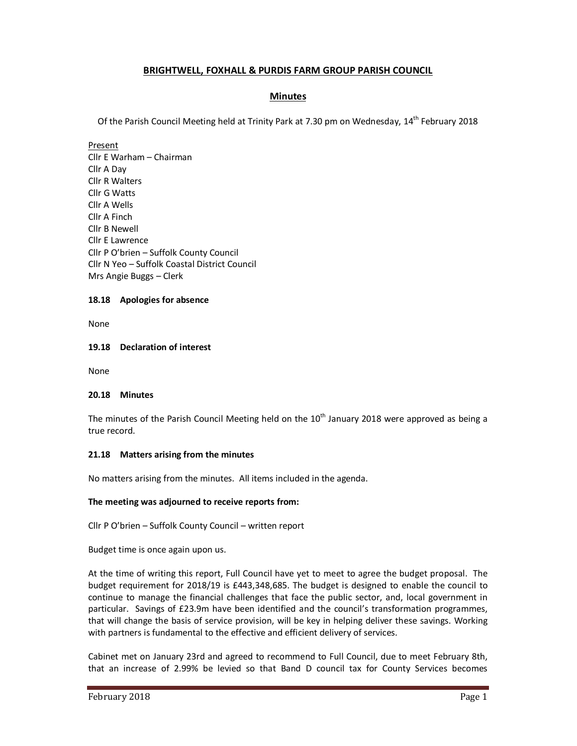# BRIGHTWELL, FOXHALL & PURDIS FARM GROUP PARISH COUNCIL

## Minutes

Of the Parish Council Meeting held at Trinity Park at 7.30 pm on Wednesday, 14th February 2018

Present
Cllr E Warham – Chairman
Cllr A Day
Cllr R Walters
Cllr G Watts
Cllr A Wells
Cllr A Finch
Cllr B Newell
Cllr E Lawrence
Cllr P O'brien – Suffolk County Council
Cllr N Yeo – Suffolk Coastal District Council
Mrs Angie Buggs – Clerk

**18.18 Apologies for absence**

None

**19.18 Declaration of interest**

None

**20.18 Minutes**

The minutes of the Parish Council Meeting held on the 10th January 2018 were approved as being a true record.

**21.18 Matters arising from the minutes**

No matters arising from the minutes. All items included in the agenda.

**The meeting was adjourned to receive reports from:**

Cllr P O'brien – Suffolk County Council – written report

Budget time is once again upon us.

At the time of writing this report, Full Council have yet to meet to agree the budget proposal. The budget requirement for 2018/19 is £443,348,685. The budget is designed to enable the council to continue to manage the financial challenges that face the public sector, and, local government in particular. Savings of £23.9m have been identified and the council's transformation programmes, that will change the basis of service provision, will be key in helping deliver these savings. Working with partners is fundamental to the effective and efficient delivery of services.

Cabinet met on January 23rd and agreed to recommend to Full Council, due to meet February 8th, that an increase of 2.99% be levied so that Band D council tax for County Services becomes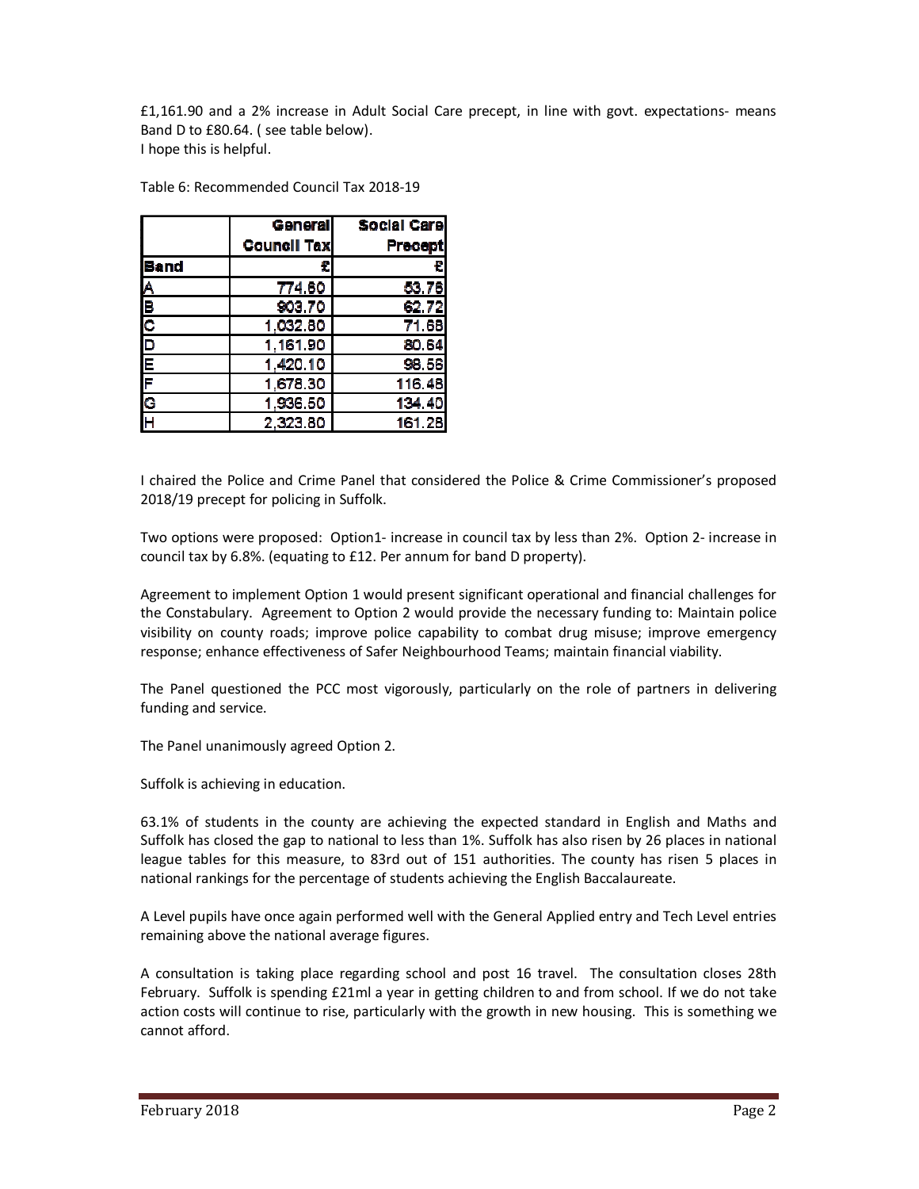£1,161.90 and a 2% increase in Adult Social Care precept, in line with govt. expectations- means Band D to £80.64. ( see table below).
I hope this is helpful.

Table 6: Recommended Council Tax 2018-19

| | General Council Tax | Social Care Precept |
|---|---|---|
| Band | £ | £ |
| A | 774.60 | 53.76 |
| B | 903.70 | 62.72 |
| C | 1,032.80 | 71.68 |
| D | 1,161.90 | 80.64 |
| E | 1,420.10 | 98.56 |
| F | 1,678.30 | 116.48 |
| G | 1,936.50 | 134.40 |
| H | 2,323.80 | 161.28 |

I chaired the Police and Crime Panel that considered the Police & Crime Commissioner's proposed 2018/19 precept for policing in Suffolk.

Two options were proposed: Option1- increase in council tax by less than 2%. Option 2- increase in council tax by 6.8%. (equating to £12. Per annum for band D property).

Agreement to implement Option 1 would present significant operational and financial challenges for the Constabulary. Agreement to Option 2 would provide the necessary funding to: Maintain police visibility on county roads; improve police capability to combat drug misuse; improve emergency response; enhance effectiveness of Safer Neighbourhood Teams; maintain financial viability.

The Panel questioned the PCC most vigorously, particularly on the role of partners in delivering funding and service.

The Panel unanimously agreed Option 2.

Suffolk is achieving in education.

63.1% of students in the county are achieving the expected standard in English and Maths and Suffolk has closed the gap to national to less than 1%. Suffolk has also risen by 26 places in national league tables for this measure, to 83rd out of 151 authorities. The county has risen 5 places in national rankings for the percentage of students achieving the English Baccalaureate.

A Level pupils have once again performed well with the General Applied entry and Tech Level entries remaining above the national average figures.

A consultation is taking place regarding school and post 16 travel. The consultation closes 28th February. Suffolk is spending £21ml a year in getting children to and from school. If we do not take action costs will continue to rise, particularly with the growth in new housing. This is something we cannot afford.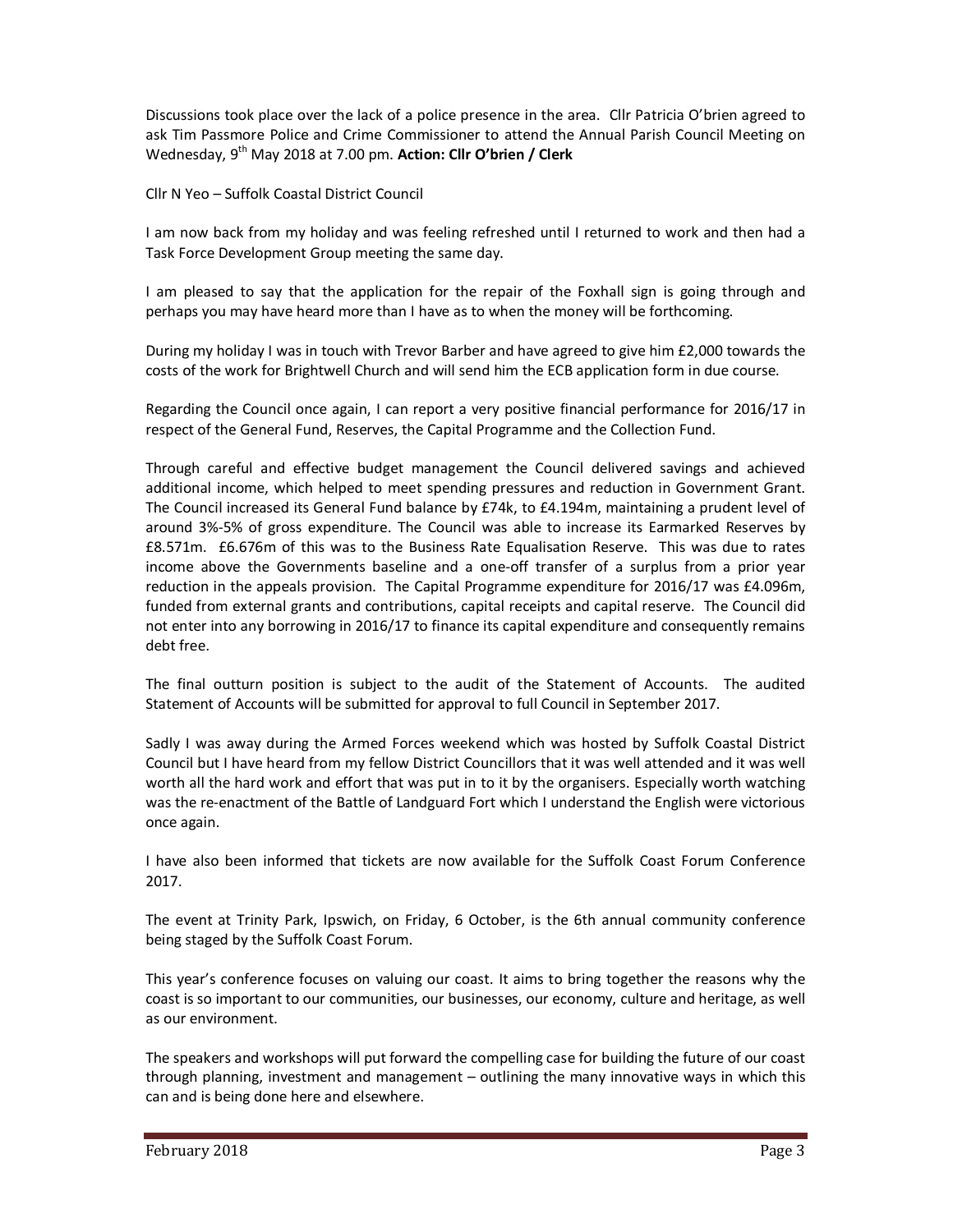Discussions took place over the lack of a police presence in the area. Cllr Patricia O'brien agreed to ask Tim Passmore Police and Crime Commissioner to attend the Annual Parish Council Meeting on Wednesday, 9th May 2018 at 7.00 pm. **Action: Cllr O'brien / Clerk**

Cllr N Yeo – Suffolk Coastal District Council

I am now back from my holiday and was feeling refreshed until I returned to work and then had a Task Force Development Group meeting the same day.

I am pleased to say that the application for the repair of the Foxhall sign is going through and perhaps you may have heard more than I have as to when the money will be forthcoming.

During my holiday I was in touch with Trevor Barber and have agreed to give him £2,000 towards the costs of the work for Brightwell Church and will send him the ECB application form in due course.

Regarding the Council once again, I can report a very positive financial performance for 2016/17 in respect of the General Fund, Reserves, the Capital Programme and the Collection Fund.

Through careful and effective budget management the Council delivered savings and achieved additional income, which helped to meet spending pressures and reduction in Government Grant. The Council increased its General Fund balance by £74k, to £4.194m, maintaining a prudent level of around 3%-5% of gross expenditure. The Council was able to increase its Earmarked Reserves by £8.571m. £6.676m of this was to the Business Rate Equalisation Reserve. This was due to rates income above the Governments baseline and a one-off transfer of a surplus from a prior year reduction in the appeals provision. The Capital Programme expenditure for 2016/17 was £4.096m, funded from external grants and contributions, capital receipts and capital reserve. The Council did not enter into any borrowing in 2016/17 to finance its capital expenditure and consequently remains debt free.

The final outturn position is subject to the audit of the Statement of Accounts. The audited Statement of Accounts will be submitted for approval to full Council in September 2017.

Sadly I was away during the Armed Forces weekend which was hosted by Suffolk Coastal District Council but I have heard from my fellow District Councillors that it was well attended and it was well worth all the hard work and effort that was put in to it by the organisers. Especially worth watching was the re-enactment of the Battle of Landguard Fort which I understand the English were victorious once again.

I have also been informed that tickets are now available for the Suffolk Coast Forum Conference 2017.

The event at Trinity Park, Ipswich, on Friday, 6 October, is the 6th annual community conference being staged by the Suffolk Coast Forum.

This year's conference focuses on valuing our coast. It aims to bring together the reasons why the coast is so important to our communities, our businesses, our economy, culture and heritage, as well as our environment.

The speakers and workshops will put forward the compelling case for building the future of our coast through planning, investment and management – outlining the many innovative ways in which this can and is being done here and elsewhere.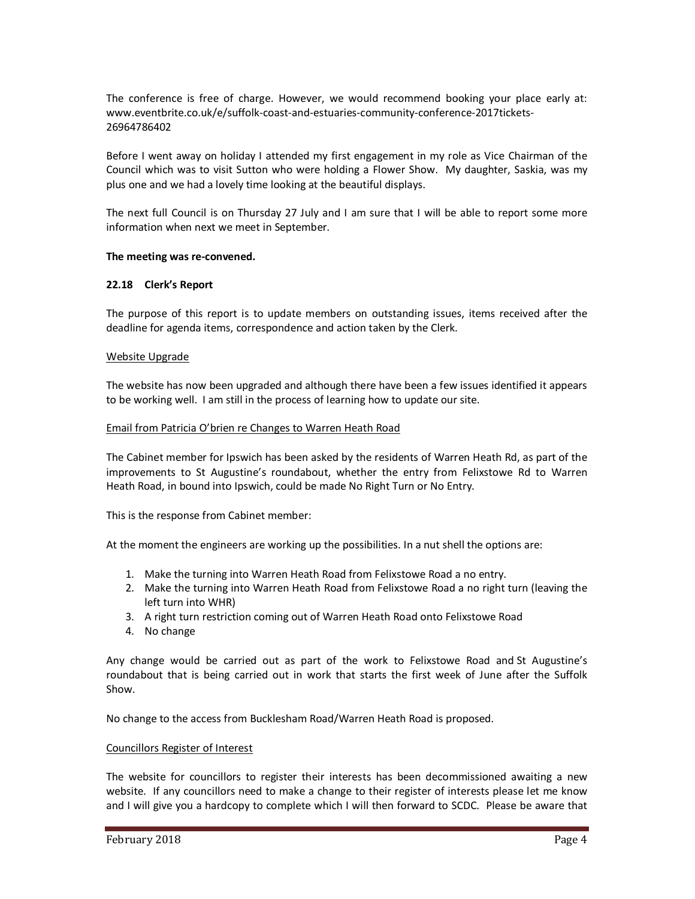The conference is free of charge. However, we would recommend booking your place early at: www.eventbrite.co.uk/e/suffolk-coast-and-estuaries-community-conference-2017tickets-26964786402

Before I went away on holiday I attended my first engagement in my role as Vice Chairman of the Council which was to visit Sutton who were holding a Flower Show. My daughter, Saskia, was my plus one and we had a lovely time looking at the beautiful displays.

The next full Council is on Thursday 27 July and I am sure that I will be able to report some more information when next we meet in September.

**The meeting was re-convened.**

### 22.18 Clerk's Report

The purpose of this report is to update members on outstanding issues, items received after the deadline for agenda items, correspondence and action taken by the Clerk.

<u>Website Upgrade</u>

The website has now been upgraded and although there have been a few issues identified it appears to be working well. I am still in the process of learning how to update our site.

<u>Email from Patricia O'brien re Changes to Warren Heath Road</u>

The Cabinet member for Ipswich has been asked by the residents of Warren Heath Rd, as part of the improvements to St Augustine's roundabout, whether the entry from Felixstowe Rd to Warren Heath Road, in bound into Ipswich, could be made No Right Turn or No Entry.

This is the response from Cabinet member:

At the moment the engineers are working up the possibilities. In a nut shell the options are:

1. Make the turning into Warren Heath Road from Felixstowe Road a no entry.
2. Make the turning into Warren Heath Road from Felixstowe Road a no right turn (leaving the left turn into WHR)
3. A right turn restriction coming out of Warren Heath Road onto Felixstowe Road
4. No change

Any change would be carried out as part of the work to Felixstowe Road and St Augustine's roundabout that is being carried out in work that starts the first week of June after the Suffolk Show.

No change to the access from Bucklesham Road/Warren Heath Road is proposed.

<u>Councillors Register of Interest</u>

The website for councillors to register their interests has been decommissioned awaiting a new website. If any councillors need to make a change to their register of interests please let me know and I will give you a hardcopy to complete which I will then forward to SCDC. Please be aware that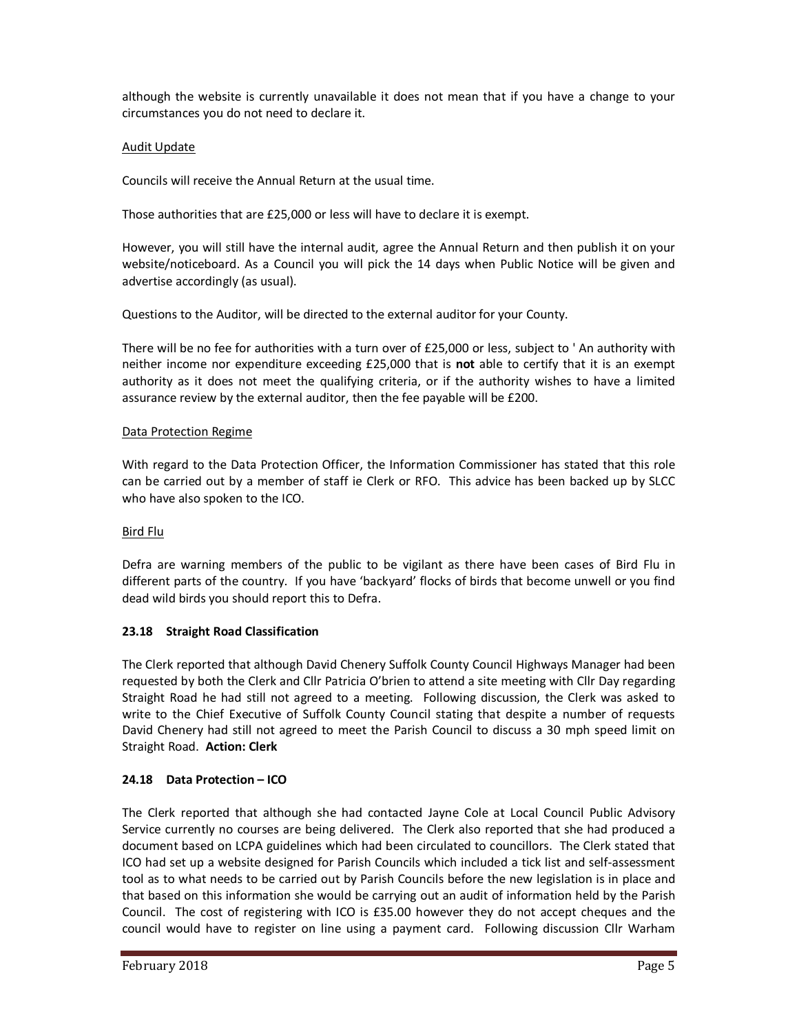although the website is currently unavailable it does not mean that if you have a change to your circumstances you do not need to declare it.

Audit Update

Councils will receive the Annual Return at the usual time.

Those authorities that are £25,000 or less will have to declare it is exempt.

However, you will still have the internal audit, agree the Annual Return and then publish it on your website/noticeboard. As a Council you will pick the 14 days when Public Notice will be given and advertise accordingly (as usual).

Questions to the Auditor, will be directed to the external auditor for your County.

There will be no fee for authorities with a turn over of £25,000 or less, subject to ' An authority with neither income nor expenditure exceeding £25,000 that is **not** able to certify that it is an exempt authority as it does not meet the qualifying criteria, or if the authority wishes to have a limited assurance review by the external auditor, then the fee payable will be £200.

Data Protection Regime

With regard to the Data Protection Officer, the Information Commissioner has stated that this role can be carried out by a member of staff ie Clerk or RFO. This advice has been backed up by SLCC who have also spoken to the ICO.

Bird Flu

Defra are warning members of the public to be vigilant as there have been cases of Bird Flu in different parts of the country. If you have 'backyard' flocks of birds that become unwell or you find dead wild birds you should report this to Defra.

**23.18 Straight Road Classification**

The Clerk reported that although David Chenery Suffolk County Council Highways Manager had been requested by both the Clerk and Cllr Patricia O'brien to attend a site meeting with Cllr Day regarding Straight Road he had still not agreed to a meeting. Following discussion, the Clerk was asked to write to the Chief Executive of Suffolk County Council stating that despite a number of requests David Chenery had still not agreed to meet the Parish Council to discuss a 30 mph speed limit on Straight Road. **Action: Clerk**

**24.18 Data Protection – ICO**

The Clerk reported that although she had contacted Jayne Cole at Local Council Public Advisory Service currently no courses are being delivered. The Clerk also reported that she had produced a document based on LCPA guidelines which had been circulated to councillors. The Clerk stated that ICO had set up a website designed for Parish Councils which included a tick list and self-assessment tool as to what needs to be carried out by Parish Councils before the new legislation is in place and that based on this information she would be carrying out an audit of information held by the Parish Council. The cost of registering with ICO is £35.00 however they do not accept cheques and the council would have to register on line using a payment card. Following discussion Cllr Warham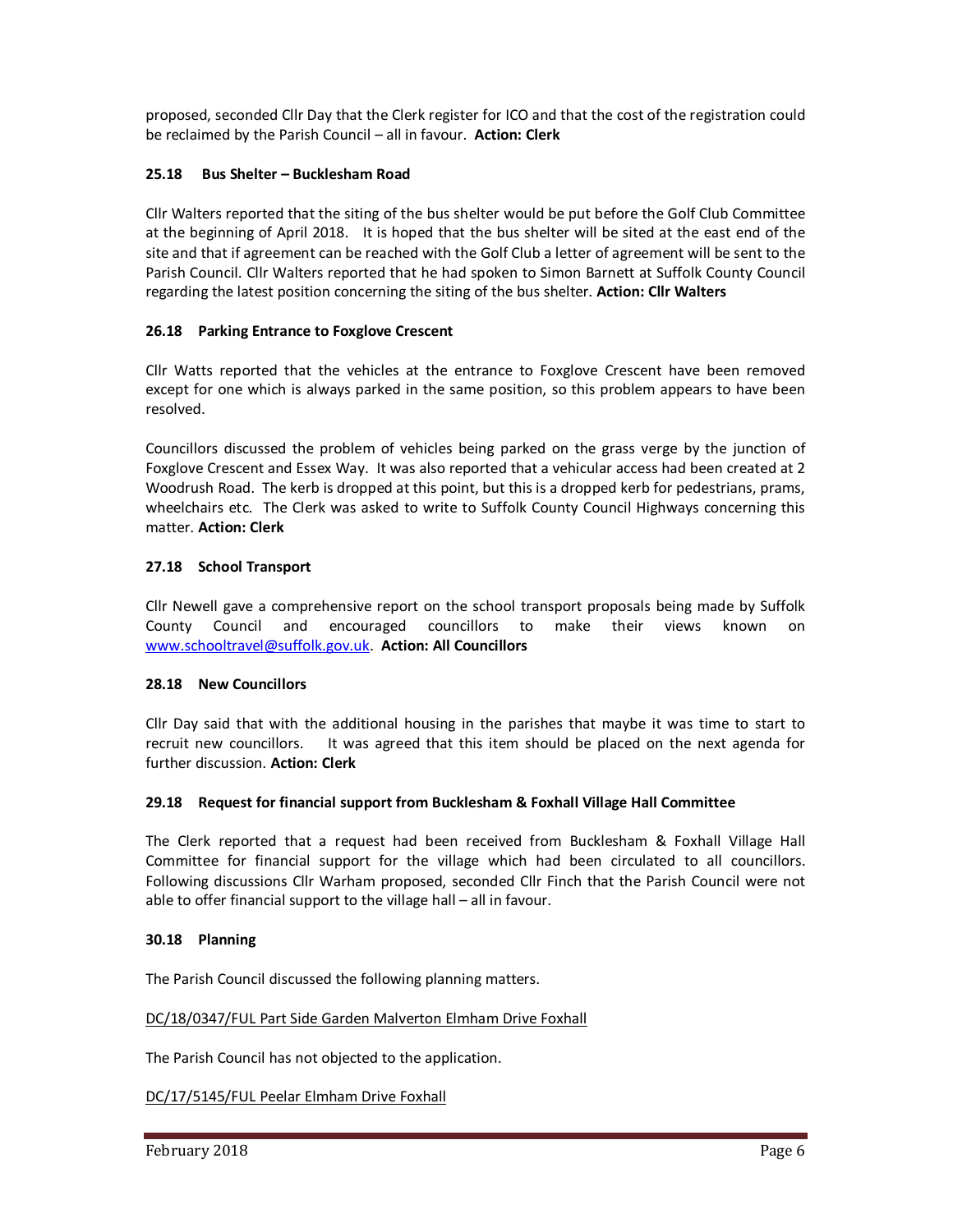proposed, seconded Cllr Day that the Clerk register for ICO and that the cost of the registration could be reclaimed by the Parish Council – all in favour. **Action: Clerk**

### 25.18 Bus Shelter – Bucklesham Road

Cllr Walters reported that the siting of the bus shelter would be put before the Golf Club Committee at the beginning of April 2018. It is hoped that the bus shelter will be sited at the east end of the site and that if agreement can be reached with the Golf Club a letter of agreement will be sent to the Parish Council. Cllr Walters reported that he had spoken to Simon Barnett at Suffolk County Council regarding the latest position concerning the siting of the bus shelter. **Action: Cllr Walters**

### 26.18 Parking Entrance to Foxglove Crescent

Cllr Watts reported that the vehicles at the entrance to Foxglove Crescent have been removed except for one which is always parked in the same position, so this problem appears to have been resolved.

Councillors discussed the problem of vehicles being parked on the grass verge by the junction of Foxglove Crescent and Essex Way. It was also reported that a vehicular access had been created at 2 Woodrush Road. The kerb is dropped at this point, but this is a dropped kerb for pedestrians, prams, wheelchairs etc. The Clerk was asked to write to Suffolk County Council Highways concerning this matter. **Action: Clerk**

### 27.18 School Transport

Cllr Newell gave a comprehensive report on the school transport proposals being made by Suffolk County Council and encouraged councillors to make their views known on www.schooltravel@suffolk.gov.uk. **Action: All Councillors**

### 28.18 New Councillors

Cllr Day said that with the additional housing in the parishes that maybe it was time to start to recruit new councillors. It was agreed that this item should be placed on the next agenda for further discussion. **Action: Clerk**

### 29.18 Request for financial support from Bucklesham & Foxhall Village Hall Committee

The Clerk reported that a request had been received from Bucklesham & Foxhall Village Hall Committee for financial support for the village which had been circulated to all councillors. Following discussions Cllr Warham proposed, seconded Cllr Finch that the Parish Council were not able to offer financial support to the village hall – all in favour.

### 30.18 Planning

The Parish Council discussed the following planning matters.

DC/18/0347/FUL Part Side Garden Malverton Elmham Drive Foxhall

The Parish Council has not objected to the application.

DC/17/5145/FUL Peelar Elmham Drive Foxhall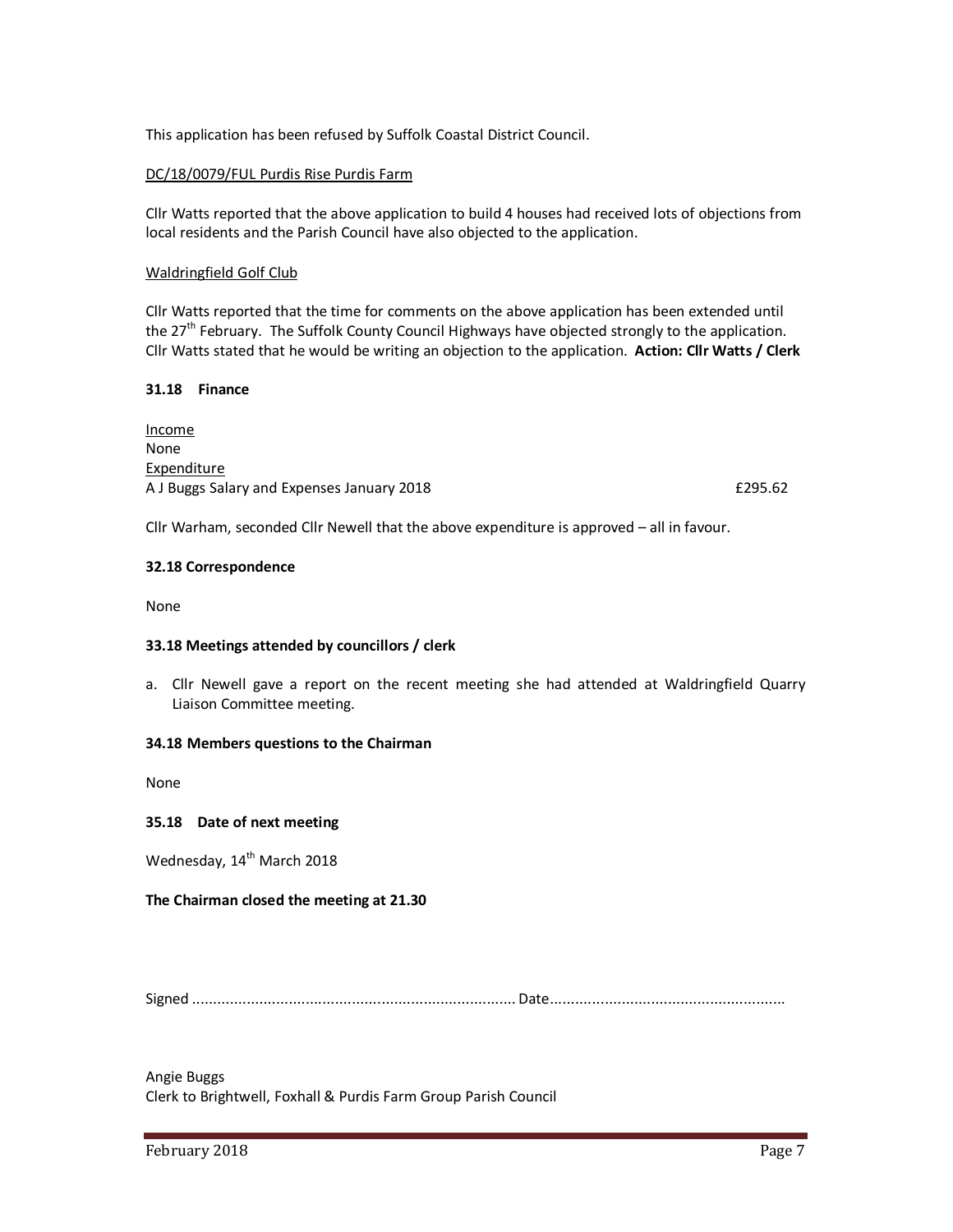This application has been refused by Suffolk Coastal District Council.

DC/18/0079/FUL Purdis Rise Purdis Farm

Cllr Watts reported that the above application to build 4 houses had received lots of objections from local residents and the Parish Council have also objected to the application.

Waldringfield Golf Club

Cllr Watts reported that the time for comments on the above application has been extended until the 27th February. The Suffolk County Council Highways have objected strongly to the application. Cllr Watts stated that he would be writing an objection to the application. **Action: Cllr Watts / Clerk**

**31.18 Finance**

Income
None
Expenditure

| | |
|---|---|
| A J Buggs Salary and Expenses January 2018 | £295.62 |

Cllr Warham, seconded Cllr Newell that the above expenditure is approved – all in favour.

**32.18 Correspondence**

None

**33.18 Meetings attended by councillors / clerk**

a. Cllr Newell gave a report on the recent meeting she had attended at Waldringfield Quarry Liaison Committee meeting.

**34.18 Members questions to the Chairman**

None

**35.18 Date of next meeting**

Wednesday, 14th March 2018

**The Chairman closed the meeting at 21.30**

Signed .............................................................................. Date........................................................

Angie Buggs
Clerk to Brightwell, Foxhall & Purdis Farm Group Parish Council